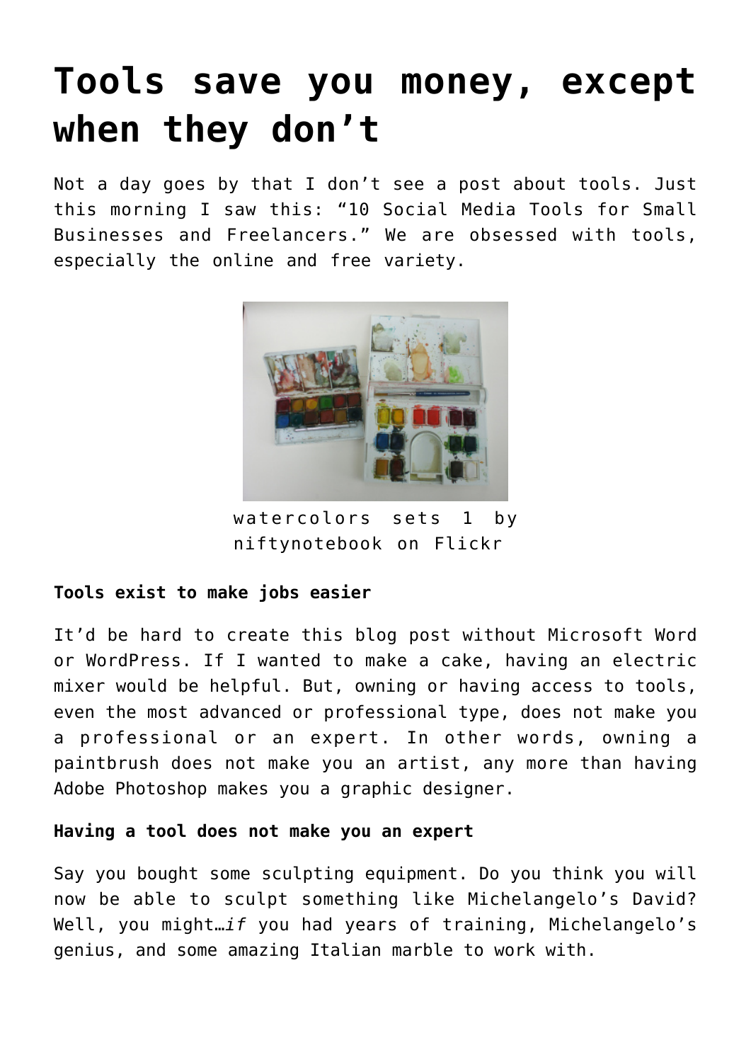# Tools save you money, except when they don't

Not a day goes by that I don't see a post about tools. Just this morning I saw this: "10 Social Media Tools for Small Businesses and Freelancers." We are obsessed with tools, especially the online and free variety.

watercolors sets 1 by niftynotebook on Flickr

**Tools exist to make jobs easier**

It'd be hard to create this blog post without Microsoft Word or WordPress. If I wanted to make a cake, having an electric mixer would be helpful. But, owning or having access to tools, even the most advanced or professional type, does not make you a professional or an expert. In other words, owning a paintbrush does not make you an artist, any more than having Adobe Photoshop makes you a graphic designer.

**Having a tool does not make you an expert**

Say you bought some sculpting equipment. Do you think you will now be able to sculpt something like Michelangelo's David? Well, you might…*if* you had years of training, Michelangelo's genius, and some amazing Italian marble to work with.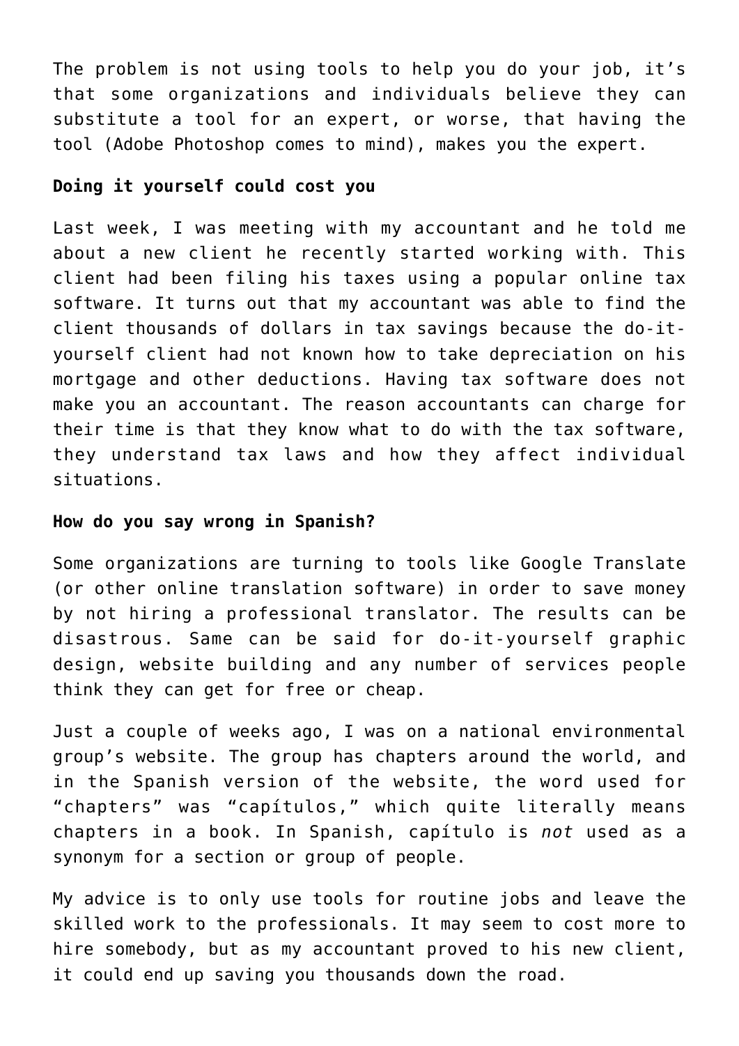The problem is not using tools to help you do your job, it's that some organizations and individuals believe they can substitute a tool for an expert, or worse, that having the tool (Adobe Photoshop comes to mind), makes you the expert.

**Doing it yourself could cost you**

Last week, I was meeting with my accountant and he told me about a new client he recently started working with. This client had been filing his taxes using a popular online tax software. It turns out that my accountant was able to find the client thousands of dollars in tax savings because the do-it-yourself client had not known how to take depreciation on his mortgage and other deductions. Having tax software does not make you an accountant. The reason accountants can charge for their time is that they know what to do with the tax software, they understand tax laws and how they affect individual situations.

**How do you say wrong in Spanish?**

Some organizations are turning to tools like Google Translate (or other online translation software) in order to save money by not hiring a professional translator. The results can be disastrous. Same can be said for do-it-yourself graphic design, website building and any number of services people think they can get for free or cheap.

Just a couple of weeks ago, I was on a national environmental group's website. The group has chapters around the world, and in the Spanish version of the website, the word used for "chapters" was "capítulos," which quite literally means chapters in a book. In Spanish, capítulo is *not* used as a synonym for a section or group of people.

My advice is to only use tools for routine jobs and leave the skilled work to the professionals. It may seem to cost more to hire somebody, but as my accountant proved to his new client, it could end up saving you thousands down the road.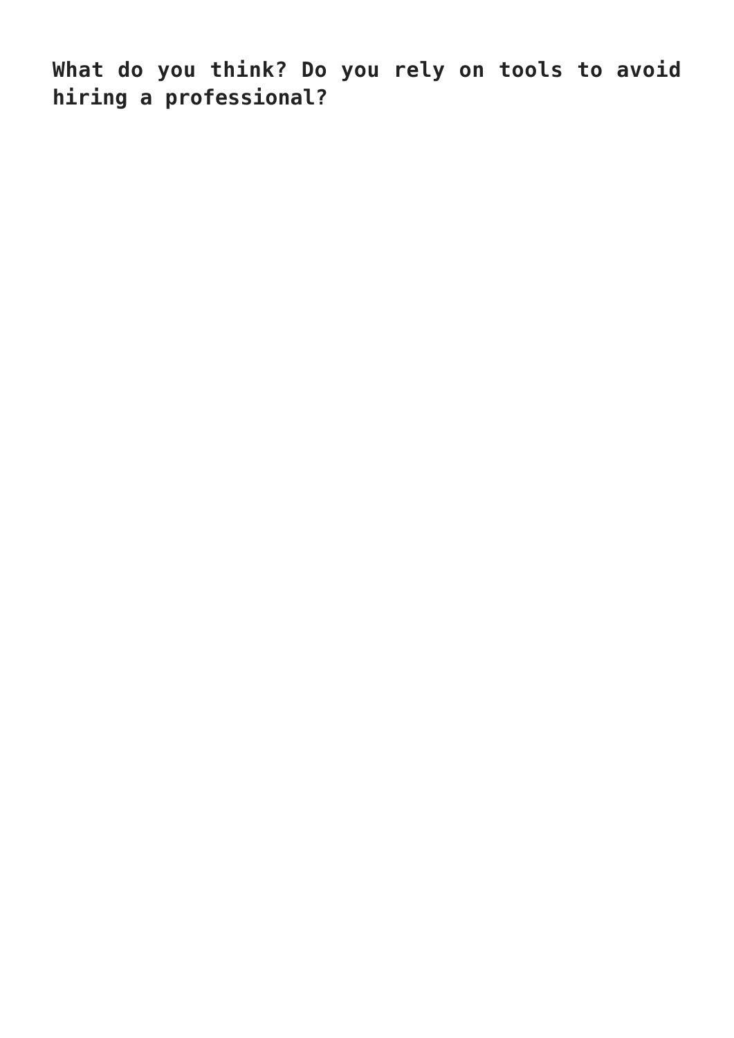**What do you think? Do you rely on tools to avoid hiring a professional?**